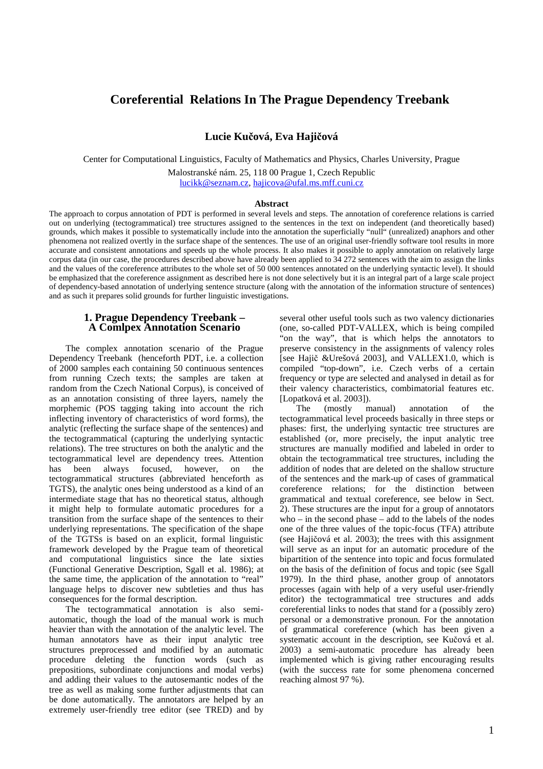# Coreferential Relations In The Prague Dependency Treebank

**Lucie Kučová, Eva Hajičová**

Center for Computational Linguistics, Faculty of Mathematics and Physics, Charles University, Prague

Malostranské nám. 25, 118 00 Prague 1, Czech Republic

lucikk@seznam.cz, hajicova@ufal.ms.mff.cuni.cz

**Abstract**

The approach to corpus annotation of PDT is performed in several levels and steps. The annotation of coreference relations is carried out on underlying (tectogrammatical) tree structures assigned to the sentences in the text on independent (and theoretically based) grounds, which makes it possible to systematically include into the annotation the superficially "null" (unrealized) anaphors and other phenomena not realized overtly in the surface shape of the sentences. The use of an original user-friendly software tool results in more accurate and consistent annotations and speeds up the whole process. It also makes it possible to apply annotation on relatively large corpus data (in our case, the procedures described above have already been applied to 34 272 sentences with the aim to assign the links and the values of the coreference attributes to the whole set of 50 000 sentences annotated on the underlying syntactic level). It should be emphasized that the coreference assignment as described here is not done selectively but it is an integral part of a large scale project of dependency-based annotation of underlying sentence structure (along with the annotation of the information structure of sentences) and as such it prepares solid grounds for further linguistic investigations.

## 1. Prague Dependency Treebank – A Comlpex Annotation Scenario

The complex annotation scenario of the Prague Dependency Treebank (henceforth PDT, i.e. a collection of 2000 samples each containing 50 continuous sentences from running Czech texts; the samples are taken at random from the Czech National Corpus), is conceived of as an annotation consisting of three layers, namely the morphemic (POS tagging taking into account the rich inflecting inventory of characteristics of word forms), the analytic (reflecting the surface shape of the sentences) and the tectogrammatical (capturing the underlying syntactic relations). The tree structures on both the analytic and the tectogrammatical level are dependency trees. Attention has been always focused, however, on the tectogrammatical structures (abbreviated henceforth as TGTS), the analytic ones being understood as a kind of an intermediate stage that has no theoretical status, although it might help to formulate automatic procedures for a transition from the surface shape of the sentences to their underlying representations. The specification of the shape of the TGTSs is based on an explicit, formal linguistic framework developed by the Prague team of theoretical and computational linguistics since the late sixties (Functional Generative Description, Sgall et al. 1986); at the same time, the application of the annotation to "real" language helps to discover new subtleties and thus has consequences for the formal description.

The tectogrammatical annotation is also semi-automatic, though the load of the manual work is much heavier than with the annotation of the analytic level. The human annotators have as their input analytic tree structures preprocessed and modified by an automatic procedure deleting the function words (such as prepositions, subordinate conjunctions and modal verbs) and adding their values to the autosemantic nodes of the tree as well as making some further adjustments that can be done automatically. The annotators are helped by an extremely user-friendly tree editor (see TRED) and by several other useful tools such as two valency dictionaries (one, so-called PDT-VALLEX, which is being compiled "on the way", that is which helps the annotators to preserve consistency in the assignments of valency roles [see Hajič &Urešová 2003], and VALLEX1.0, which is compiled "top-down", i.e. Czech verbs of a certain frequency or type are selected and analysed in detail as for their valency characteristics, combinatorial features etc. [Lopatková et al. 2003]).

The (mostly manual) annotation of the tectogrammatical level proceeds basically in three steps or phases: first, the underlying syntactic tree structures are established (or, more precisely, the input analytic tree structures are manually modified and labeled in order to obtain the tectogrammatical tree structures, including the addition of nodes that are deleted on the shallow structure of the sentences and the mark-up of cases of grammatical coreference relations; for the distinction between grammatical and textual coreference, see below in Sect. 2). These structures are the input for a group of annotators who – in the second phase – add to the labels of the nodes one of the three values of the topic-focus (TFA) attribute (see Hajičová et al. 2003); the trees with this assignment will serve as an input for an automatic procedure of the bipartition of the sentence into topic and focus formulated on the basis of the definition of focus and topic (see Sgall 1979). In the third phase, another group of annotators processes (again with help of a very useful user-friendly editor) the tectogrammatical tree structures and adds coreferential links to nodes that stand for a (possibly zero) personal or a demonstrative pronoun. For the annotation of grammatical coreference (which has been given a systematic account in the description, see Kučová et al. 2003) a semi-automatic procedure has already been implemented which is giving rather encouraging results (with the success rate for some phenomena concerned reaching almost 97 %).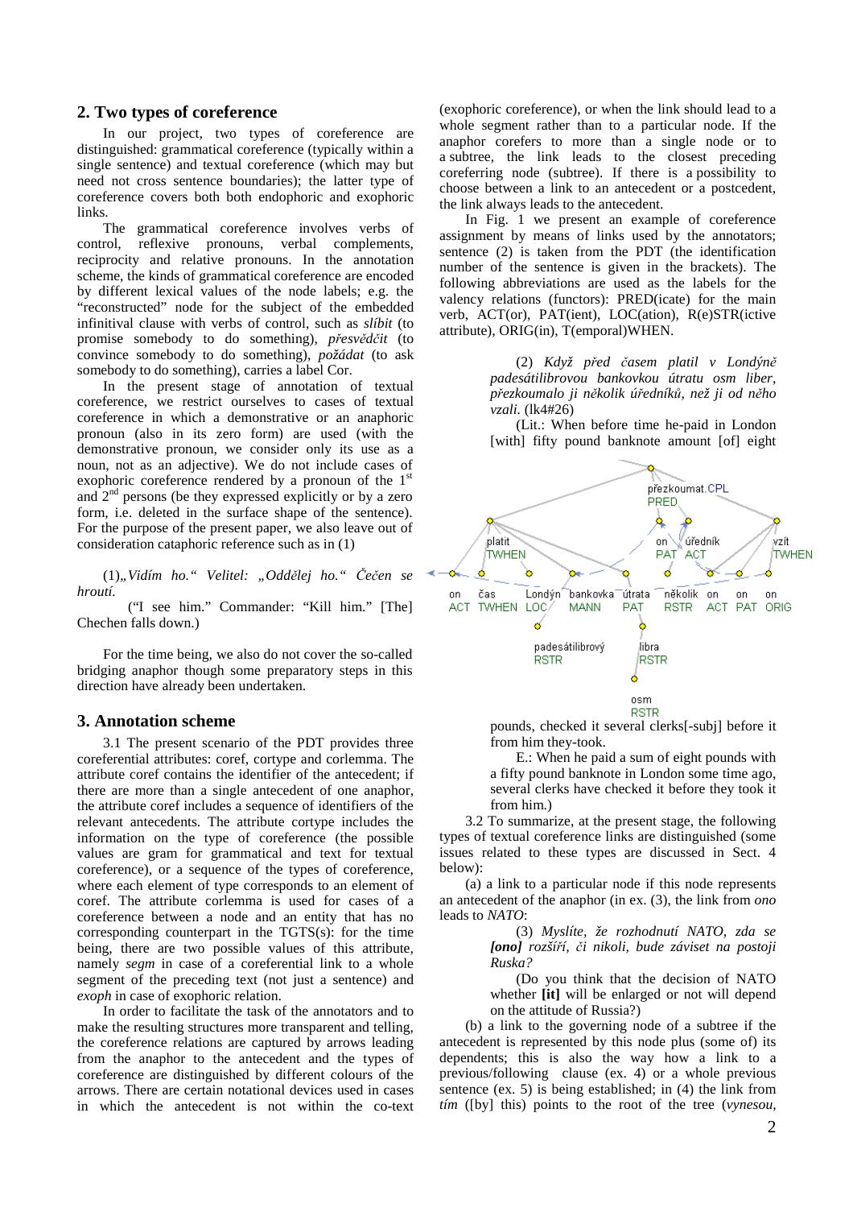## 2. Two types of coreference

In our project, two types of coreference are distinguished: grammatical coreference (typically within a single sentence) and textual coreference (which may but need not cross sentence boundaries); the latter type of coreference covers both both endophoric and exophoric links.

The grammatical coreference involves verbs of control, reflexive pronouns, verbal complements, reciprocity and relative pronouns. In the annotation scheme, the kinds of grammatical coreference are encoded by different lexical values of the node labels; e.g. the "reconstructed" node for the subject of the embedded infinitival clause with verbs of control, such as *slíbit* (to promise somebody to do something), *přesvědčit* (to convince somebody to do something), *požádat* (to ask somebody to do something), carries a label Cor.

In the present stage of annotation of textual coreference, we restrict ourselves to cases of textual coreference in which a demonstrative or an anaphoric pronoun (also in its zero form) are used (with the demonstrative pronoun, we consider only its use as a noun, not as an adjective). We do not include cases of exophoric coreference rendered by a pronoun of the 1st and 2nd persons (be they expressed explicitly or by a zero form, i.e. deleted in the surface shape of the sentence). For the purpose of the present paper, we also leave out of consideration cataphoric reference such as in (1)

(1)*„Vidím ho." Velitel: „Oddělej ho." Čečen se hroutí.*

("I see him." Commander: "Kill him." [The] Chechen falls down.)

For the time being, we also do not cover the so-called bridging anaphor though some preparatory steps in this direction have already been undertaken.

## 3. Annotation scheme

3.1 The present scenario of the PDT provides three coreferential attributes: coref, cortype and corlemma. The attribute coref contains the identifier of the antecedent; if there are more than a single antecedent of one anaphor, the attribute coref includes a sequence of identifiers of the relevant antecedents. The attribute cortype includes the information on the type of coreference (the possible values are gram for grammatical and text for textual coreference), or a sequence of the types of coreference, where each element of type corresponds to an element of coref. The attribute corlemma is used for cases of a coreference between a node and an entity that has no corresponding counterpart in the TGTS(s): for the time being, there are two possible values of this attribute, namely *segm* in case of a coreferential link to a whole segment of the preceding text (not just a sentence) and *exoph* in case of exophoric relation.

In order to facilitate the task of the annotators and to make the resulting structures more transparent and telling, the coreference relations are captured by arrows leading from the anaphor to the antecedent and the types of coreference are distinguished by different colours of the arrows. There are certain notational devices used in cases in which the antecedent is not within the co-text (exophoric coreference), or when the link should lead to a whole segment rather than to a particular node. If the anaphor corefers to more than a single node or to a subtree, the link leads to the closest preceding coreferring node (subtree). If there is a possibility to choose between a link to an antecedent or a postcedent, the link always leads to the antecedent.

In Fig. 1 we present an example of coreference assignment by means of links used by the annotators; sentence (2) is taken from the PDT (the identification number of the sentence is given in the brackets). The following abbreviations are used as the labels for the valency relations (functors): PRED(icate) for the main verb, ACT(or), PAT(ient), LOC(ation), R(e)STR(ictive attribute), ORIG(in), T(emporal)WHEN.

(2) *Když před časem platil v Londýně padesátilibrovou bankovkou útratu osm liber, přezkoumalo ji několik úředníků, než ji od něho vzali.* (lk4#26)

(Lit.: When before time he-paid in London [with] fifty pound banknote amount [of] eight pounds, checked it several clerks[-subj] before it from him they-took.

E.: When he paid a sum of eight pounds with a fifty pound banknote in London some time ago, several clerks have checked it before they took it from him.)

3.2 To summarize, at the present stage, the following types of textual coreference links are distinguished (some issues related to these types are discussed in Sect. 4 below):

(a) a link to a particular node if this node represents an antecedent of the anaphor (in ex. (3), the link from *ono* leads to *NATO*:

(3) *Myslíte, že rozhodnutí NATO, zda se **[ono]** rozšíří, či nikoli, bude záviset na postoji Ruska?*

(Do you think that the decision of NATO whether **[it]** will be enlarged or not will depend on the attitude of Russia?)

(b) a link to the governing node of a subtree if the antecedent is represented by this node plus (some of) its dependents; this is also the way how a link to a previous/following clause (ex. 4) or a whole previous sentence (ex. 5) is being established; in (4) the link from *tím* ([by] this) points to the root of the tree (*vynesou,*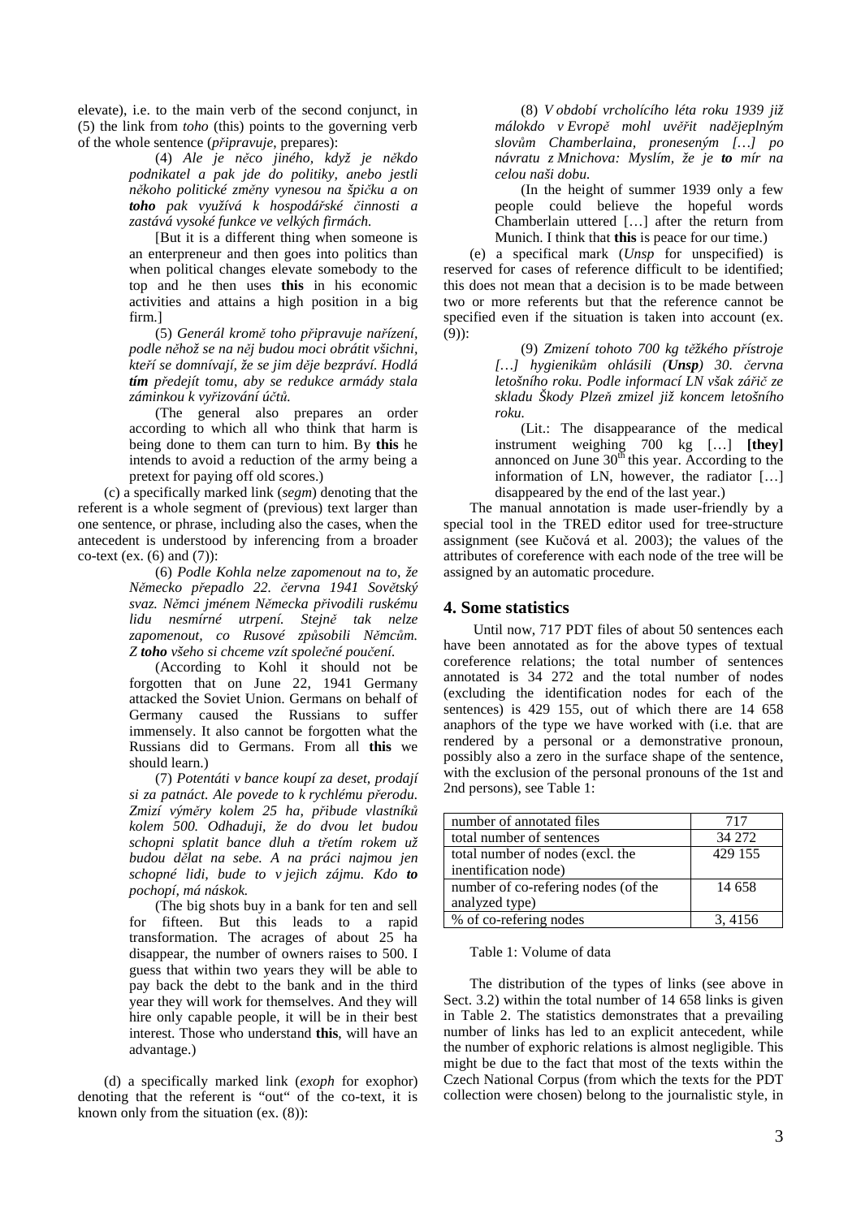elevate), i.e. to the main verb of the second conjunct, in (5) the link from *toho* (this) points to the governing verb of the whole sentence (*připravuje*, prepares):

(4) *Ale je něco jiného, když je někdo podnikatel a pak jde do politiky, anebo jestli někoho politické změny vynesou na špičku a on* ***toho*** *pak využívá k hospodářské činnosti a zastává vysoké funkce ve velkých firmách.*

[But it is a different thing when someone is an enterpreneur and then goes into politics than when political changes elevate somebody to the top and he then uses **this** in his economic activities and attains a high position in a big firm.]

(5) *Generál kromě toho připravuje nařízení, podle něhož se na něj budou moci obrátit všichni, kteří se domnívají, že se jim děje bezpráví. Hodlá* ***tím*** *předejít tomu, aby se redukce armády stala záminkou k vyřizování účtů.*

(The general also prepares an order according to which all who think that harm is being done to them can turn to him. By **this** he intends to avoid a reduction of the army being a pretext for paying off old scores.)

(c) a specifically marked link (*segm*) denoting that the referent is a whole segment of (previous) text larger than one sentence, or phrase, including also the cases, when the antecedent is understood by inferencing from a broader co-text (ex. (6) and (7)):

(6) *Podle Kohla nelze zapomenout na to, že Německo přepadlo 22. června 1941 Sovětský svaz. Němci jménem Německa přivodili ruskému lidu nesmírné utrpení. Stejně tak nelze zapomenout, co Rusové způsobili Němcům. Z* ***toho*** *všeho si chceme vzít společné poučení.*

(According to Kohl it should not be forgotten that on June 22, 1941 Germany attacked the Soviet Union. Germans on behalf of Germany caused the Russians to suffer immensely. It also cannot be forgotten what the Russians did to Germans. From all **this** we should learn.)

(7) *Potentáti v bance koupí za deset, prodají si za patnáct. Ale povede to k rychlému přerodu. Zmizí výměry kolem 25 ha, přibude vlastníků kolem 500. Odhaduji, že do dvou let budou schopni splatit bance dluh a třetím rokem už budou dělat na sebe. A na práci najmou jen schopné lidi, bude to v jejich zájmu. Kdo* ***to*** *pochopí, má náskok.*

(The big shots buy in a bank for ten and sell for fifteen. But this leads to a rapid transformation. The acrages of about 25 ha disappear, the number of owners raises to 500. I guess that within two years they will be able to pay back the debt to the bank and in the third year they will work for themselves. And they will hire only capable people, it will be in their best interest. Those who understand **this**, will have an advantage.)

(d) a specifically marked link (*exoph* for exophor) denoting that the referent is "out" of the co-text, it is known only from the situation (ex. (8)):

(8) *V období vrcholícího léta roku 1939 již málokdo v Evropě mohl uvěřit nadějeplným slovům Chamberlaina, proneseným […] po návratu z Mnichova: Myslím, že je* ***to*** *mír na celou naši dobu.*

(In the height of summer 1939 only a few people could believe the hopeful words Chamberlain uttered […] after the return from Munich. I think that **this** is peace for our time.)

(e) a specifical mark (*Unsp* for unspecified) is reserved for cases of reference difficult to be identified; this does not mean that a decision is to be made between two or more referents but that the referent cannot be specified even if the situation is taken into account (ex. (9)):

(9) *Zmizení tohoto 700 kg těžkého přístroje […] hygienikům ohlásili (****Unsp****) 30. června letošního roku. Podle informací LN však zářič ze skladu Škody Plzeň zmizel již koncem letošního roku.*

(Lit.: The disappearance of the medical instrument weighing 700 kg […] **[they]** annonced on June 30th this year. According to the information of LN, however, the radiator […] disappeared by the end of the last year.)

The manual annotation is made user-friendly by a special tool in the TRED editor used for tree-structure assignment (see Kučová et al. 2003); the values of the attributes of coreference with each node of the tree will be assigned by an automatic procedure.

## 4. Some statistics

Until now, 717 PDT files of about 50 sentences each have been annotated as for the above types of textual coreference relations; the total number of sentences annotated is 34 272 and the total number of nodes (excluding the identification nodes for each of the sentences) is 429 155, out of which there are 14 658 anaphors of the type we have worked with (i.e. that are rendered by a personal or a demonstrative pronoun, possibly also a zero in the surface shape of the sentence, with the exclusion of the personal pronouns of the 1st and 2nd persons), see Table 1:

| | |
|---|---|
| number of annotated files | 717 |
| total number of sentences | 34 272 |
| total number of nodes (excl. the inentification node) | 429 155 |
| number of co-refering nodes (of the analyzed type) | 14 658 |
| % of co-refering nodes | 3, 4156 |

Table 1: Volume of data

The distribution of the types of links (see above in Sect. 3.2) within the total number of 14 658 links is given in Table 2. The statistics demonstrates that a prevailing number of links has led to an explicit antecedent, while the number of exphoric relations is almost negligible. This might be due to the fact that most of the texts within the Czech National Corpus (from which the texts for the PDT collection were chosen) belong to the journalistic style, in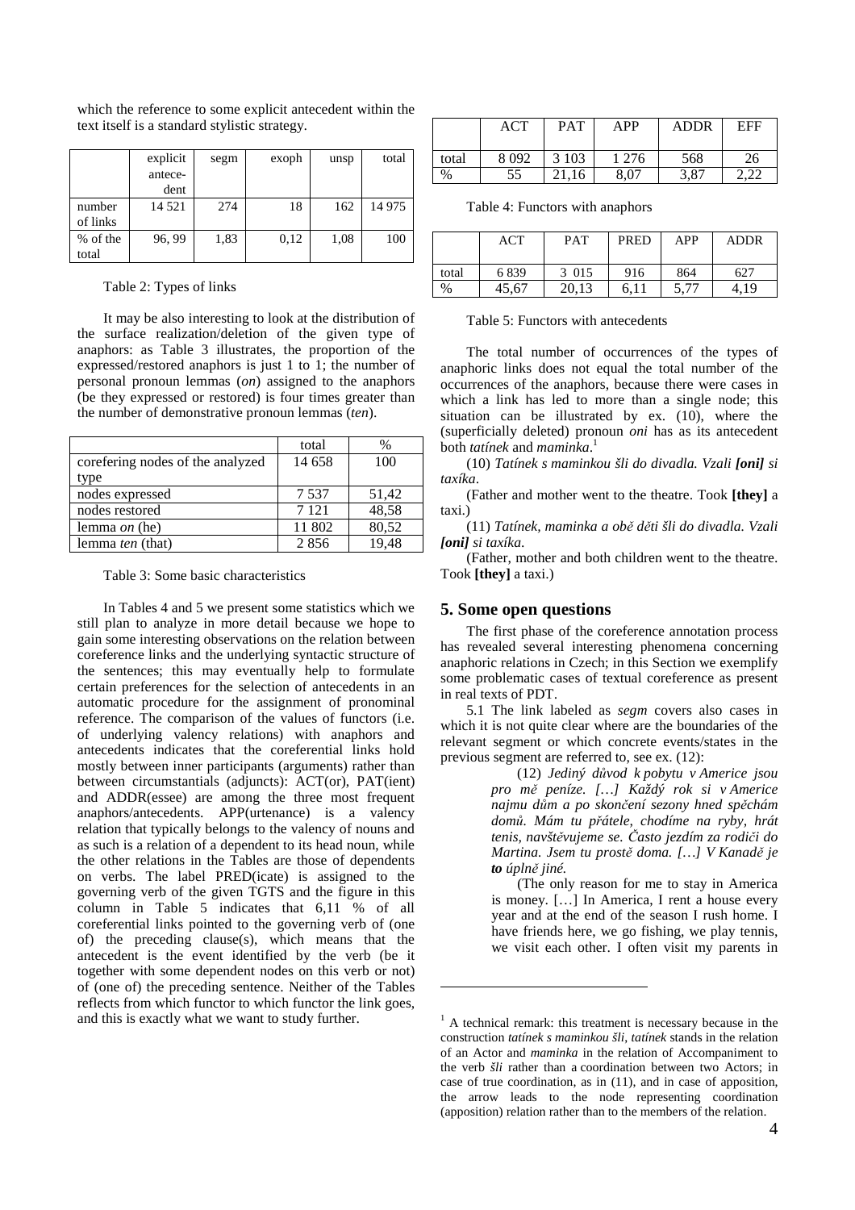which the reference to some explicit antecedent within the text itself is a standard stylistic strategy.

| | explicit antecedent | segm | exoph | unsp | total |
|---|---|---|---|---|---|
| number of links | 14 521 | 274 | 18 | 162 | 14 975 |
| % of the total | 96, 99 | 1,83 | 0,12 | 1,08 | 100 |

Table 2: Types of links

It may be also interesting to look at the distribution of the surface realization/deletion of the given type of anaphors: as Table 3 illustrates, the proportion of the expressed/restored anaphors is just 1 to 1; the number of personal pronoun lemmas (*on*) assigned to the anaphors (be they expressed or restored) is four times greater than the number of demonstrative pronoun lemmas (*ten*).

| | total | % |
|---|---|---|
| corefering nodes of the analyzed type | 14 658 | 100 |
| nodes expressed | 7 537 | 51,42 |
| nodes restored | 7 121 | 48,58 |
| lemma *on* (he) | 11 802 | 80,52 |
| lemma *ten* (that) | 2 856 | 19,48 |

Table 3: Some basic characteristics

In Tables 4 and 5 we present some statistics which we still plan to analyze in more detail because we hope to gain some interesting observations on the relation between coreference links and the underlying syntactic structure of the sentences; this may eventually help to formulate certain preferences for the selection of antecedents in an automatic procedure for the assignment of pronominal reference. The comparison of the values of functors (i.e. of underlying valency relations) with anaphors and antecedents indicates that the coreferential links hold mostly between inner participants (arguments) rather than between circumstantials (adjuncts): ACT(or), PAT(ient) and ADDR(essee) are among the three most frequent anaphors/antecedents. APP(urtenance) is a valency relation that typically belongs to the valency of nouns and as such is a relation of a dependent to its head noun, while the other relations in the Tables are those of dependents on verbs. The label PRED(icate) is assigned to the governing verb of the given TGTS and the figure in this column in Table 5 indicates that 6,11 % of all coreferential links pointed to the governing verb of (one of) the preceding clause(s), which means that the antecedent is the event identified by the verb (be it together with some dependent nodes on this verb or not) of (one of) the preceding sentence. Neither of the Tables reflects from which functor to which functor the link goes, and this is exactly what we want to study further.

| | ACT | PAT | APP | ADDR | EFF |
|---|---|---|---|---|---|
| total | 8 092 | 3 103 | 1 276 | 568 | 26 |
| % | 55 | 21,16 | 8,07 | 3,87 | 2,22 |

Table 4: Functors with anaphors

| | ACT | PAT | PRED | APP | ADDR |
|---|---|---|---|---|---|
| total | 6 839 | 3 015 | 916 | 864 | 627 |
| % | 45,67 | 20,13 | 6,11 | 5,77 | 4,19 |

Table 5: Functors with antecedents

The total number of occurrences of the types of anaphoric links does not equal the total number of the occurrences of the anaphors, because there were cases in which a link has led to more than a single node; this situation can be illustrated by ex. (10), where the (superficially deleted) pronoun *oni* has as its antecedent both *tatínek* and *maminka*.[1]

(10) *Tatínek s maminkou šli do divadla. Vzali **[oni]** si taxíka*.

(Father and mother went to the theatre. Took **[they]** a taxi.)

(11) *Tatínek, maminka a obě děti šli do divadla. Vzali **[oni]** si taxíka.*

(Father, mother and both children went to the theatre. Took **[they]** a taxi.)

## 5. Some open questions

The first phase of the coreference annotation process has revealed several interesting phenomena concerning anaphoric relations in Czech; in this Section we exemplify some problematic cases of textual coreference as present in real texts of PDT.

5.1 The link labeled as *segm* covers also cases in which it is not quite clear where are the boundaries of the relevant segment or which concrete events/states in the previous segment are referred to, see ex. (12):

> (12) *Jediný důvod k pobytu v Americe jsou pro mě peníze. […] Každý rok si v Americe najmu dům a po skončení sezony hned spěchám domů. Mám tu přátele, chodíme na ryby, hrát tenis, navštěvujeme se. Často jezdím za rodiči do Martina. Jsem tu prostě doma. […] V Kanadě je **to** úplně jiné.*
>
> (The only reason for me to stay in America is money. […] In America, I rent a house every year and at the end of the season I rush home. I have friends here, we go fishing, we play tennis, we visit each other. I often visit my parents in

[1] A technical remark: this treatment is necessary because in the construction *tatínek s maminkou šli*, *tatínek* stands in the relation of an Actor and *maminka* in the relation of Accompaniment to the verb *šli* rather than a coordination between two Actors; in case of true coordination, as in (11), and in case of apposition, the arrow leads to the node representing coordination (apposition) relation rather than to the members of the relation.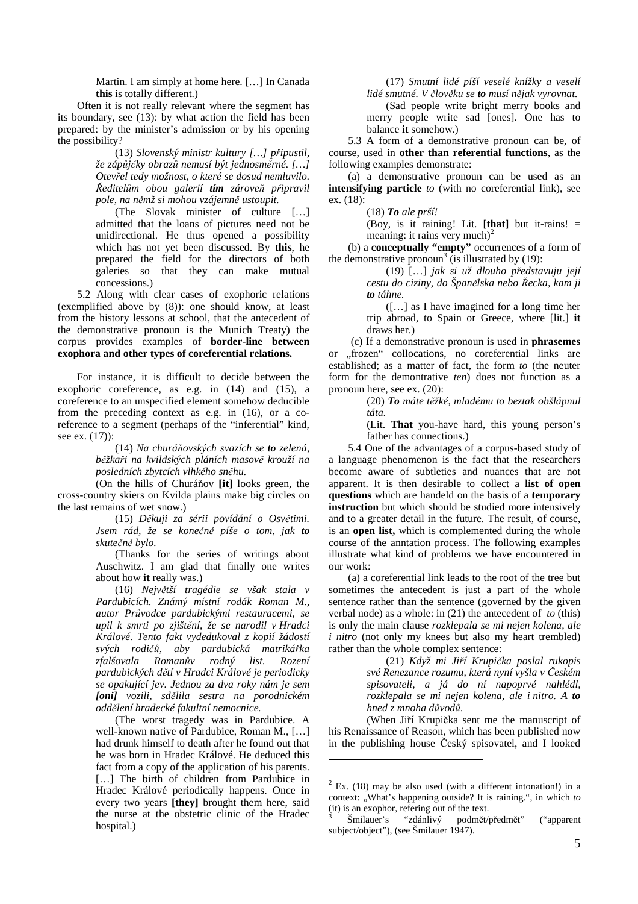Martin. I am simply at home here. […] In Canada **this** is totally different.)

Often it is not really relevant where the segment has its boundary, see (13): by what action the field has been prepared: by the minister's admission or by his opening the possibility?

> (13) *Slovenský ministr kultury […] připustil, že zápůjčky obrazů nemusí být jednosměrné. […] Otevřel tedy možnost, o které se dosud nemluvilo. Ředitelům obou galerií **tím** zároveň připravil pole, na němž si mohou vzájemně ustoupit.*
>
> (The Slovak minister of culture […] admitted that the loans of pictures need not be unidirectional. He thus opened a possibility which has not yet been discussed. By **this**, he prepared the field for the directors of both galleries so that they can make mutual concessions.)

5.2 Along with clear cases of exophoric relations (exemplified above by (8)): one should know, at least from the history lessons at school, that the antecedent of the demonstrative pronoun is the Munich Treaty) the corpus provides examples of **border-line between exophora and other types of coreferential relations.**

For instance, it is difficult to decide between the exophoric coreference, as e.g. in (14) and (15), a coreference to an unspecified element somehow deducible from the preceding context as e.g. in (16), or a co-reference to a segment (perhaps of the "inferential" kind, see ex. (17)):

> (14) *Na churáňovských svazích se **to** zelená, běžkaři na kvildských pláních masově krouží na posledních zbytcích vlhkého sněhu.*

(On the hills of Churáňov **[it]** looks green, the cross-country skiers on Kvilda plains make big circles on the last remains of wet snow.)

> (15) *Děkuji za sérii povídání o Osvětimi. Jsem rád, že se konečně píše o tom, jak **to** skutečně bylo.*
>
> (Thanks for the series of writings about Auschwitz. I am glad that finally one writes about how **it** really was.)
>
> (16) *Největší tragédie se však stala v Pardubicích. Známý místní rodák Roman M., autor Průvodce pardubickými restauracemi, se upil k smrti po zjištění, že se narodil v Hradci Králové. Tento fakt vydedukoval z kopií žádostí svých rodičů, aby pardubická matrikářka zfalšovala Romanův rodný list. Rození pardubických dětí v Hradci Králové je periodicky se opakující jev. Jednou za dva roky nám je sem **[oni]** vozili, sdělila sestra na porodnickém oddělení hradecké fakultní nemocnice.*
>
> (The worst tragedy was in Pardubice. A well-known native of Pardubice, Roman M., […] had drunk himself to death after he found out that he was born in Hradec Králové. He deduced this fact from a copy of the application of his parents. […] The birth of children from Pardubice in Hradec Králové periodically happens. Once in every two years **[they]** brought them here, said the nurse at the obstetric clinic of the Hradec hospital.)
>
> (17) *Smutní lidé píší veselé knížky a veselí lidé smutné. V člověku se **to** musí nějak vyrovnat.*
>
> (Sad people write bright merry books and merry people write sad [ones]. One has to balance **it** somehow.)

5.3 A form of a demonstrative pronoun can be, of course, used in **other than referential functions**, as the following examples demonstrate:

(a) a demonstrative pronoun can be used as an **intensifying particle** *to* (with no coreferential link), see ex. (18):

> (18) ***To** ale prší!*
>
> (Boy, is it raining! Lit. **[that]** but it-rains! = meaning: it rains very much)[2]

(b) a **conceptually "empty"** occurrences of a form of the demonstrative pronoun[3] (is illustrated by (19):

> (19) […] *jak si už dlouho představuju její cestu do ciziny, do Španělska nebo Řecka, kam ji **to** táhne.*
>
> ([…] as I have imagined for a long time her trip abroad, to Spain or Greece, where [lit.] **it** draws her.)

(c) If a demonstrative pronoun is used in **phrasemes** or „frozen" collocations, no coreferential links are established; as a matter of fact, the form *to* (the neuter form for the demonstrative *ten*) does not function as a pronoun here, see ex. (20):

> (20) ***To** máte těžké, mladému to beztak obšlápnul táta.*
>
> (Lit. **That** you-have hard, this young person's father has connections.)

5.4 One of the advantages of a corpus-based study of a language phenomenon is the fact that the researchers become aware of subtleties and nuances that are not apparent. It is then desirable to collect a **list of open questions** which are handeld on the basis of a **temporary instruction** but which should be studied more intensively and to a greater detail in the future. The result, of course, is an **open list,** which is complemented during the whole course of the anntation process. The following examples illustrate what kind of problems we have encountered in our work:

(a) a coreferential link leads to the root of the tree but sometimes the antecedent is just a part of the whole sentence rather than the sentence (governed by the given verbal node) as a whole: in (21) the antecedent of *to* (this) is only the main clause *rozklepala se mi nejen kolena, ale i nitro* (not only my knees but also my heart trembled) rather than the whole complex sentence:

> (21) *Když mi Jiří Krupička poslal rukopis své Renezance rozumu, která nyní vyšla v Českém spisovateli, a já do ní napoprvé nahlédl, rozklepala se mi nejen kolena, ale i nitro. A **to** hned z mnoha důvodů.*

(When Jiří Krupička sent me the manuscript of his Renaissance of Reason, which has been published now in the publishing house Český spisovatel, and I looked

---

[2] Ex. (18) may be also used (with a different intonation!) in a context: „What's happening outside? It is raining.", in which *to* (it) is an exophor, refering out of the text.

[3] Šmilauer's "zdánlivý podmět/předmět" ("apparent subject/object"), (see Šmilauer 1947).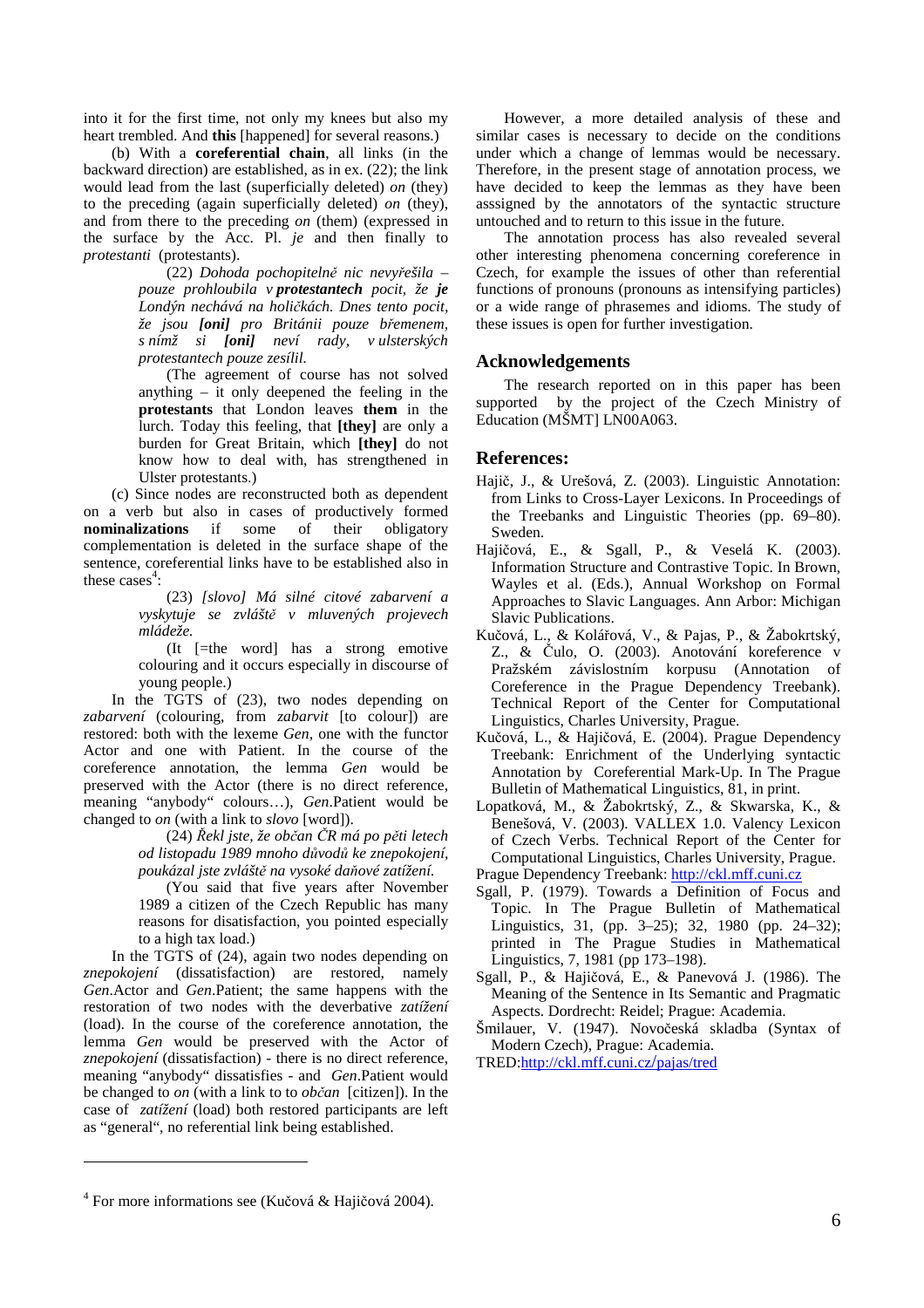into it for the first time, not only my knees but also my heart trembled. And **this** [happened] for several reasons.)

(b) With a **coreferential chain**, all links (in the backward direction) are established, as in ex. (22); the link would lead from the last (superficially deleted) *on* (they) to the preceding (again superficially deleted) *on* (they), and from there to the preceding *on* (them) (expressed in the surface by the Acc. Pl. *je* and then finally to *protestanti* (protestants).

> (22) *Dohoda pochopitelně nic nevyřešila – pouze prohloubila v* ***protestantech*** *pocit, že* ***je*** *Londýn nechává na holičkách. Dnes tento pocit, že jsou* ***[oni]*** *pro Británii pouze břemenem, s nímž si* ***[oni]*** *neví rady, v ulsterských protestantech pouze zesílil.*
>
> (The agreement of course has not solved anything – it only deepened the feeling in the **protestants** that London leaves **them** in the lurch. Today this feeling, that **[they]** are only a burden for Great Britain, which **[they]** do not know how to deal with, has strengthened in Ulster protestants.)

(c) Since nodes are reconstructed both as dependent on a verb but also in cases of productively formed **nominalizations** if some of their obligatory complementation is deleted in the surface shape of the sentence, coreferential links have to be established also in these cases[4]:

> (23) *[slovo] Má silné citové zabarvení a vyskytuje se zvláště v mluvených projevech mládeže.*
>
> (It [=the word] has a strong emotive colouring and it occurs especially in discourse of young people.)

In the TGTS of (23), two nodes depending on *zabarvení* (colouring, from *zabarvit* [to colour]) are restored: both with the lexeme *Gen*, one with the functor Actor and one with Patient. In the course of the coreference annotation, the lemma *Gen* would be preserved with the Actor (there is no direct reference, meaning "anybody" colours…), *Gen*.Patient would be changed to *on* (with a link to *slovo* [word]).

> (24) *Řekl jste, že občan ČR má po pěti letech od listopadu 1989 mnoho důvodů ke znepokojení, poukázal jste zvláště na vysoké daňové zatížení.*
>
> (You said that five years after November 1989 a citizen of the Czech Republic has many reasons for disatisfaction, you pointed especially to a high tax load.)

In the TGTS of (24), again two nodes depending on *znepokojení* (dissatisfaction) are restored, namely *Gen*.Actor and *Gen*.Patient; the same happens with the restoration of two nodes with the deverbative *zatížení* (load). In the course of the coreference annotation, the lemma *Gen* would be preserved with the Actor of *znepokojení* (dissatisfaction) - there is no direct reference, meaning "anybody" dissatisfies - and *Gen*.Patient would be changed to *on* (with a link to to *občan* [citizen]). In the case of *zatížení* (load) both restored participants are left as "general", no referential link being established.

However, a more detailed analysis of these and similar cases is necessary to decide on the conditions under which a change of lemmas would be necessary. Therefore, in the present stage of annotation process, we have decided to keep the lemmas as they have been asssigned by the annotators of the syntactic structure untouched and to return to this issue in the future.

The annotation process has also revealed several other interesting phenomena concerning coreference in Czech, for example the issues of other than referential functions of pronouns (pronouns as intensifying particles) or a wide range of phrasemes and idioms. The study of these issues is open for further investigation.

## Acknowledgements

The research reported on in this paper has been supported by the project of the Czech Ministry of Education (MŠMT] LN00A063.

## References:

Hajič, J., & Urešová, Z. (2003). Linguistic Annotation: from Links to Cross-Layer Lexicons. In Proceedings of the Treebanks and Linguistic Theories (pp. 69–80). Sweden.

Hajičová, E., & Sgall, P., & Veselá K. (2003). Information Structure and Contrastive Topic. In Brown, Wayles et al. (Eds.), Annual Workshop on Formal Approaches to Slavic Languages. Ann Arbor: Michigan Slavic Publications.

Kučová, L., & Kolářová, V., & Pajas, P., & Žabokrtský, Z., & Čulo, O. (2003). Anotování koreference v Pražském závislostním korpusu (Annotation of Coreference in the Prague Dependency Treebank). Technical Report of the Center for Computational Linguistics, Charles University, Prague.

Kučová, L., & Hajičová, E. (2004). Prague Dependency Treebank: Enrichment of the Underlying syntactic Annotation by Coreferential Mark-Up. In The Prague Bulletin of Mathematical Linguistics, 81, in print.

Lopatková, M., & Žabokrtský, Z., & Skwarska, K., & Benešová, V. (2003). VALLEX 1.0. Valency Lexicon of Czech Verbs. Technical Report of the Center for Computational Linguistics, Charles University, Prague.

Prague Dependency Treebank: http://ckl.mff.cuni.cz

Sgall, P. (1979). Towards a Definition of Focus and Topic. In The Prague Bulletin of Mathematical Linguistics, 31, (pp. 3–25); 32, 1980 (pp. 24–32); printed in The Prague Studies in Mathematical Linguistics, 7, 1981 (pp 173–198).

Sgall, P., & Hajičová, E., & Panevová J. (1986). The Meaning of the Sentence in Its Semantic and Pragmatic Aspects. Dordrecht: Reidel; Prague: Academia.

Šmilauer, V. (1947). Novočeská skladba (Syntax of Modern Czech), Prague: Academia.

TRED:http://ckl.mff.cuni.cz/pajas/tred

---

[4] For more informations see (Kučová & Hajičová 2004).